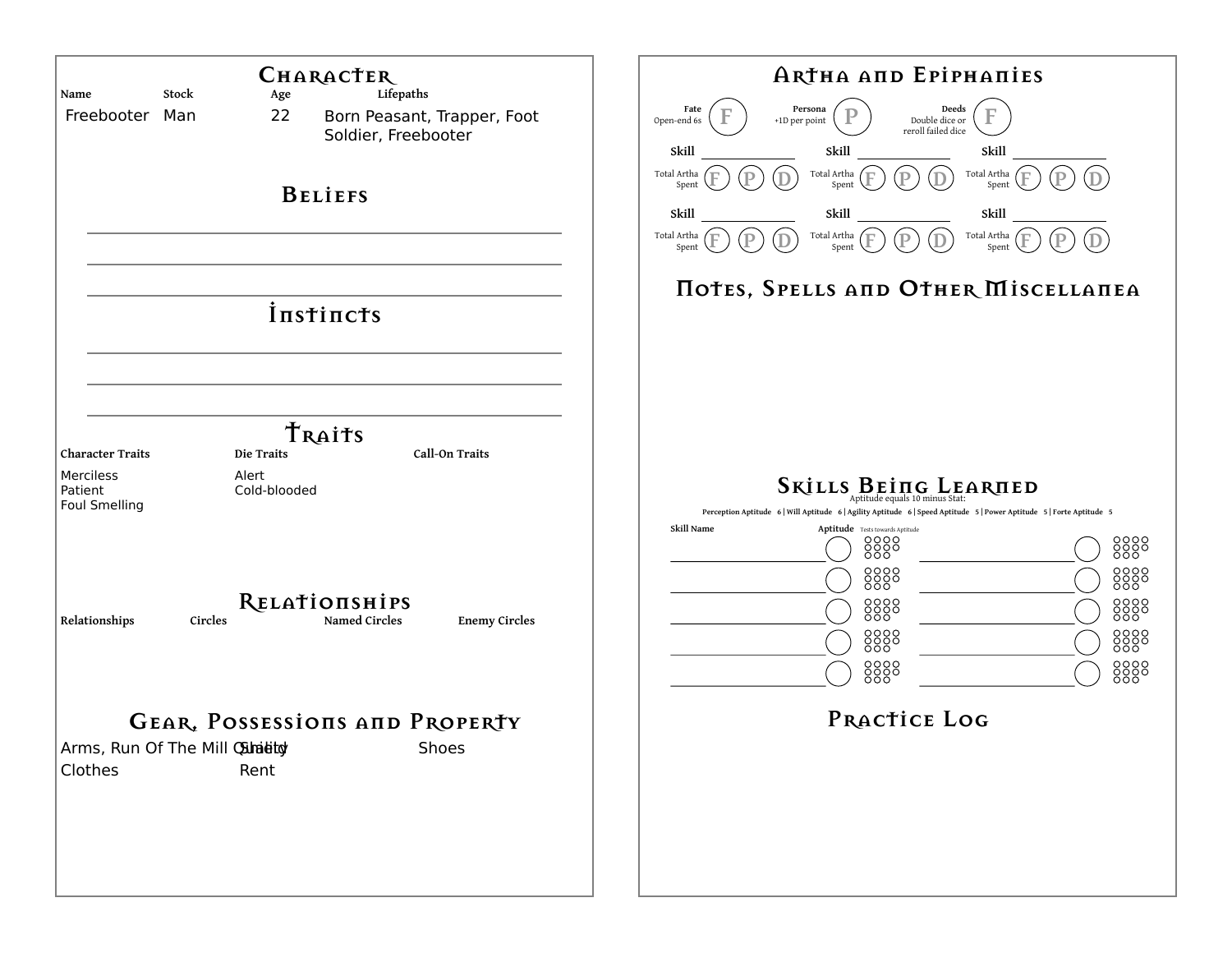# Character

| Name | Stock | Age | Lifepaths |
|---|---|---|---|
| Freebooter | Man | 22 | Born Peasant, Trapper, Foot Soldier, Freebooter |

## Beliefs

## Instincts

## Traits

| Character Traits | Die Traits | Call-On Traits |
|---|---|---|
| Merciless | Alert | |
| Patient | Cold-blooded | |
| Foul Smelling | | |

## Relationships

| Relationships | Circles | Named Circles | Enemy Circles |
|---|---|---|---|

## Gear, Possessions and Property

| | | |
|---|---|---|
| Arms, Run Of The Mill Quality | Shield | Shoes |
| Clothes | Rent | |

# Artha and Epiphanies

**Fate** Open-end 6s F

**Persona** +1D per point P

**Deeds** Double dice or reroll failed dice F

| Skill | Total Artha Spent | Skill | Total Artha Spent | Skill | Total Artha Spent |
|---|---|---|---|---|---|
| | F P D | | F P D | | F P D |
| | F P D | | F P D | | F P D |

## Notes, Spells and Other Miscellanea

## Skills Being Learned

Aptitude equals 10 minus Stat:

Perception Aptitude 6 | Will Aptitude 6 | Agility Aptitude 6 | Speed Aptitude 5 | Power Aptitude 5 | Forte Aptitude 5

| Skill Name | Aptitude | Tests towards Aptitude | Skill Name | Aptitude | Tests towards Aptitude |
|---|---|---|---|---|---|
| | | | | | |
| | | | | | |
| | | | | | |
| | | | | | |
| | | | | | |

## Practice Log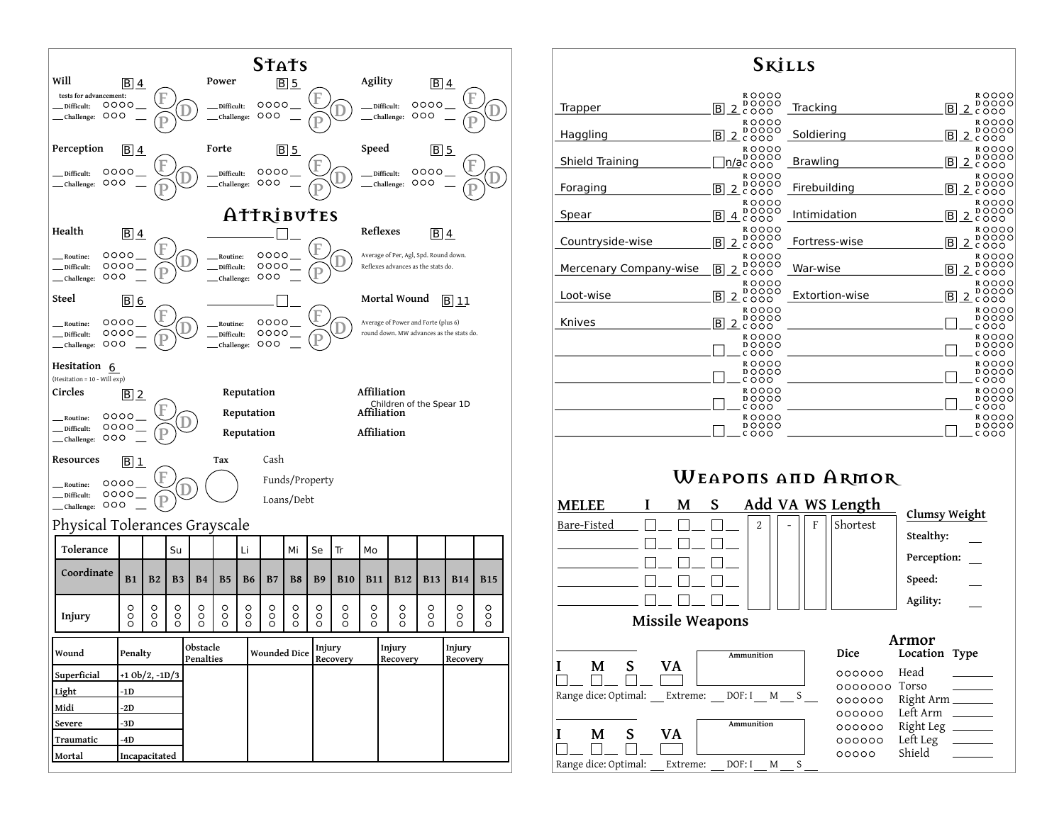# Stats

**Will** B 4
tests for advancement:
___ Difficult: ○○○○ __
___ Challenge: ○○○ __

**Power** B 5
___ Difficult: ○○○○ __
___ Challenge: ○○○ __

**Agility** B 4
___ Difficult: ○○○○ __
___ Challenge: ○○○ __

**Perception** B 4
___ Difficult: ○○○○ __
___ Challenge: ○○○ __

**Forte** B 5
___ Difficult: ○○○○ __
___ Challenge: ○○○ __

**Speed** B 5
___ Difficult: ○○○○ __
___ Challenge: ○○○ __

# Attributes

**Health** B 4
___ Routine: ○○○○ __
___ Difficult: ○○○○ __
___ Challenge: ○○○ __

**____________** ☐ __
___ Routine: ○○○○ __
___ Difficult: ○○○○ __
___ Challenge: ○○○ __

**Reflexes** B 4
Average of Per, Agl, Spd. Round down. Reflexes advances as the stats do.

**Steel** B 6
___ Routine: ○○○○ __
___ Difficult: ○○○○ __
___ Challenge: ○○○ __

**____________** ☐ __
___ Routine: ○○○○ __
___ Difficult: ○○○○ __
___ Challenge: ○○○ __

**Mortal Wound** B 11
Average of Power and Forte (plus 6) round down. MW advances as the stats do.

**Hesitation** 6
(Hesitation = 10 - Will exp)

**Circles** B 2
___ Routine: ○○○○ __
___ Difficult: ○○○○ __
___ Challenge: ○○○ __

**Reputation**
**Reputation**
**Reputation**

**Affiliation** Children of the Spear 1D
**Affiliation**
**Affiliation**

**Resources** B 1
___ Routine: ○○○○ __
___ Difficult: ○○○○ __
___ Challenge: ○○○ __

**Tax**

Cash
Funds/Property
Loans/Debt

## Physical Tolerances Grayscale

| Tolerance | | | Su | | | Li | | Mi | Se | Tr | Mo | | | | |
|---|---|---|---|---|---|---|---|---|---|---|---|---|---|---|---|
| Coordinate | B1 | B2 | B3 | B4 | B5 | B6 | B7 | B8 | B9 | B10 | B11 | B12 | B13 | B14 | B15 |
| Injury | ○○○ | ○○○ | ○○○ | ○○○ | ○○○ | ○○○ | ○○○ | ○○○ | ○○○ | ○○○ | ○○○ | ○○○ | ○○○ | ○○○ | ○○○ |

| Wound | Penalty | Obstacle Penalties | Wounded Dice | Injury Recovery | Injury Recovery | Injury Recovery |
|---|---|---|---|---|---|---|
| Superficial | +1 Ob/2, -1D/3 | | | | | |
| Light | -1D | | | | | |
| Midi | -2D | | | | | |
| Severe | -3D | | | | | |
| Traumatic | -4D | | | | | |
| Mortal | Incapacitated | | | | | |

# Skills

| Skill | Exp | Skill | Exp |
|---|---|---|---|
| Trapper | B 2 | Tracking | B 2 |
| Haggling | B 2 | Soldiering | B 2 |
| Shield Training | n/a | Brawling | B 2 |
| Foraging | B 2 | Firebuilding | B 2 |
| Spear | B 4 | Intimidation | B 2 |
| Countryside-wise | B 2 | Fortress-wise | B 2 |
| Mercenary Company-wise | B 2 | War-wise | B 2 |
| Loot-wise | B 2 | Extortion-wise | B 2 |
| Knives | B 2 | | |

(Each skill: R ○○○○ D ○○○○ C ○○○)

# Weapons and Armor

| MELEE | I | M | S | Add | VA | WS | Length |
|---|---|---|---|---|---|---|---|
| Bare-Fisted | | | | 2 | - | F | Shortest |
| | | | | | | | |
| | | | | | | | |
| | | | | | | | |
| | | | | | | | |

**Clumsy Weight**
Stealthy: __
Perception: __
Speed: __
Agility: __

## Missile Weapons

I __ M __ S __ VA __ Ammunition
Range dice: Optimal: ___ Extreme: ___ DOF: I ___ M ___ S ___

I __ M __ S __ VA __ Ammunition
Range dice: Optimal: ___ Extreme: ___ DOF: I ___ M ___ S ___

## Armor

| Dice | Location | Type |
|---|---|---|
| ○○○○○○ | Head | |
| ○○○○○○○ | Torso | |
| ○○○○○○ | Right Arm | |
| ○○○○○○ | Left Arm | |
| ○○○○○○ | Right Leg | |
| ○○○○○○ | Left Leg | |
| ○○○○○ | Shield | |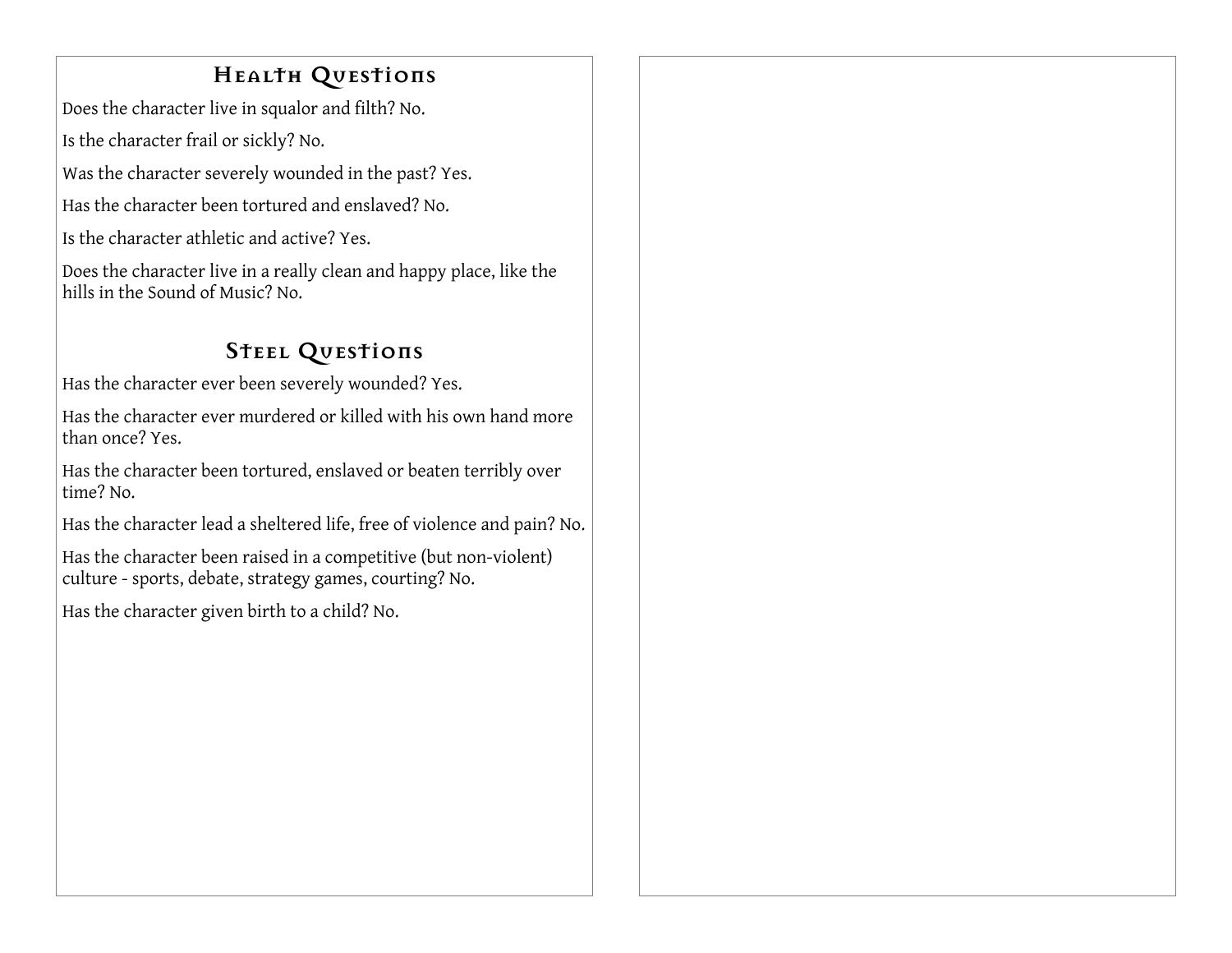## Health Questions

Does the character live in squalor and filth? No.

Is the character frail or sickly? No.

Was the character severely wounded in the past? Yes.

Has the character been tortured and enslaved? No.

Is the character athletic and active? Yes.

Does the character live in a really clean and happy place, like the hills in the Sound of Music? No.

## Steel Questions

Has the character ever been severely wounded? Yes.

Has the character ever murdered or killed with his own hand more than once? Yes.

Has the character been tortured, enslaved or beaten terribly over time? No.

Has the character lead a sheltered life, free of violence and pain? No.

Has the character been raised in a competitive (but non-violent) culture - sports, debate, strategy games, courting? No.

Has the character given birth to a child? No.